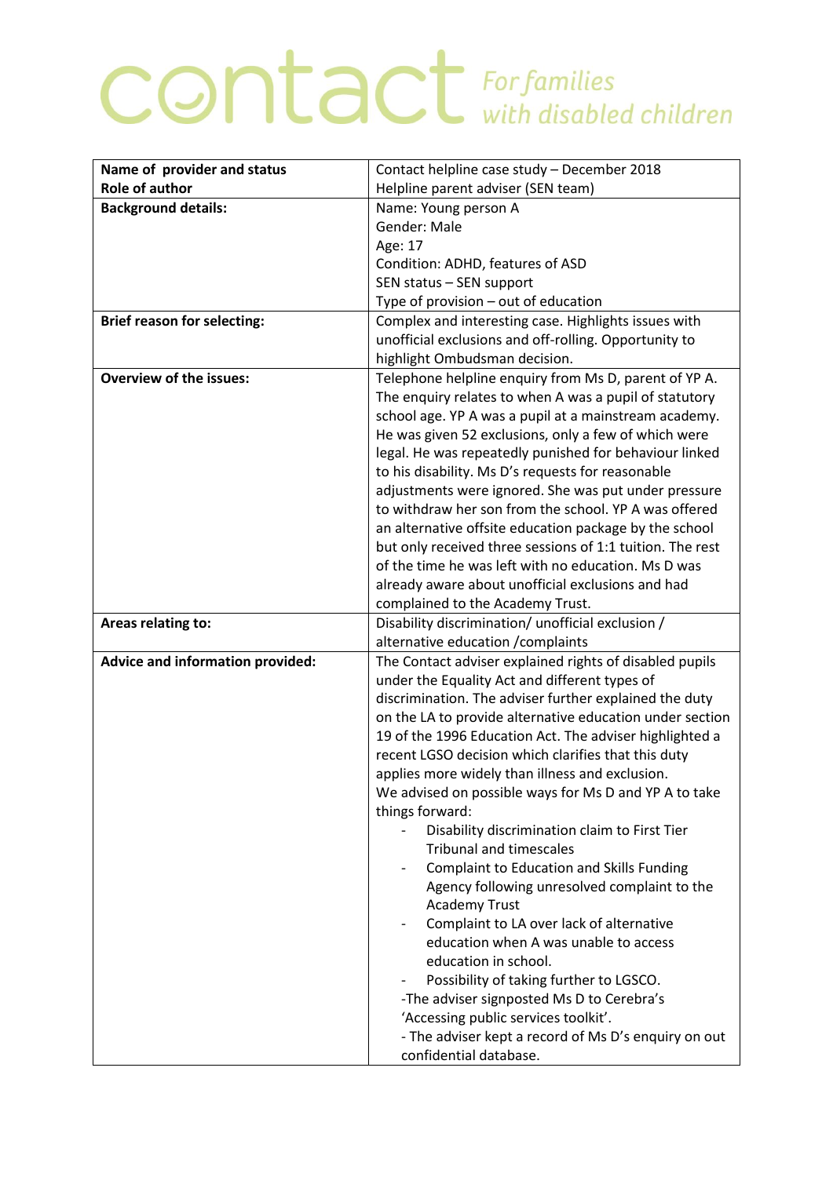# contact *For families with disabled children*

| Name of provider and status<br>Role of author | Contact helpline case study – December 2018<br>Helpline parent adviser (SEN team) |
|---|---|
| **Background details:** | Name: Young person A<br>Gender: Male<br>Age: 17<br>Condition: ADHD, features of ASD<br>SEN status – SEN support<br>Type of provision – out of education |
| **Brief reason for selecting:** | Complex and interesting case. Highlights issues with unofficial exclusions and off-rolling. Opportunity to highlight Ombudsman decision. |
| **Overview of the issues:** | Telephone helpline enquiry from Ms D, parent of YP A. The enquiry relates to when A was a pupil of statutory school age. YP A was a pupil at a mainstream academy. He was given 52 exclusions, only a few of which were legal. He was repeatedly punished for behaviour linked to his disability. Ms D's requests for reasonable adjustments were ignored. She was put under pressure to withdraw her son from the school. YP A was offered an alternative offsite education package by the school but only received three sessions of 1:1 tuition. The rest of the time he was left with no education. Ms D was already aware about unofficial exclusions and had complained to the Academy Trust. |
| **Areas relating to:** | Disability discrimination/ unofficial exclusion / alternative education /complaints |
| **Advice and information provided:** | The Contact adviser explained rights of disabled pupils under the Equality Act and different types of discrimination. The adviser further explained the duty on the LA to provide alternative education under section 19 of the 1996 Education Act. The adviser highlighted a recent LGSO decision which clarifies that this duty applies more widely than illness and exclusion.<br>We advised on possible ways for Ms D and YP A to take things forward:<br>- Disability discrimination claim to First Tier Tribunal and timescales<br>- Complaint to Education and Skills Funding Agency following unresolved complaint to the Academy Trust<br>- Complaint to LA over lack of alternative education when A was unable to access education in school.<br>- Possibility of taking further to LGSCO.<br>-The adviser signposted Ms D to Cerebra's 'Accessing public services toolkit'.<br>- The adviser kept a record of Ms D's enquiry on out confidential database. |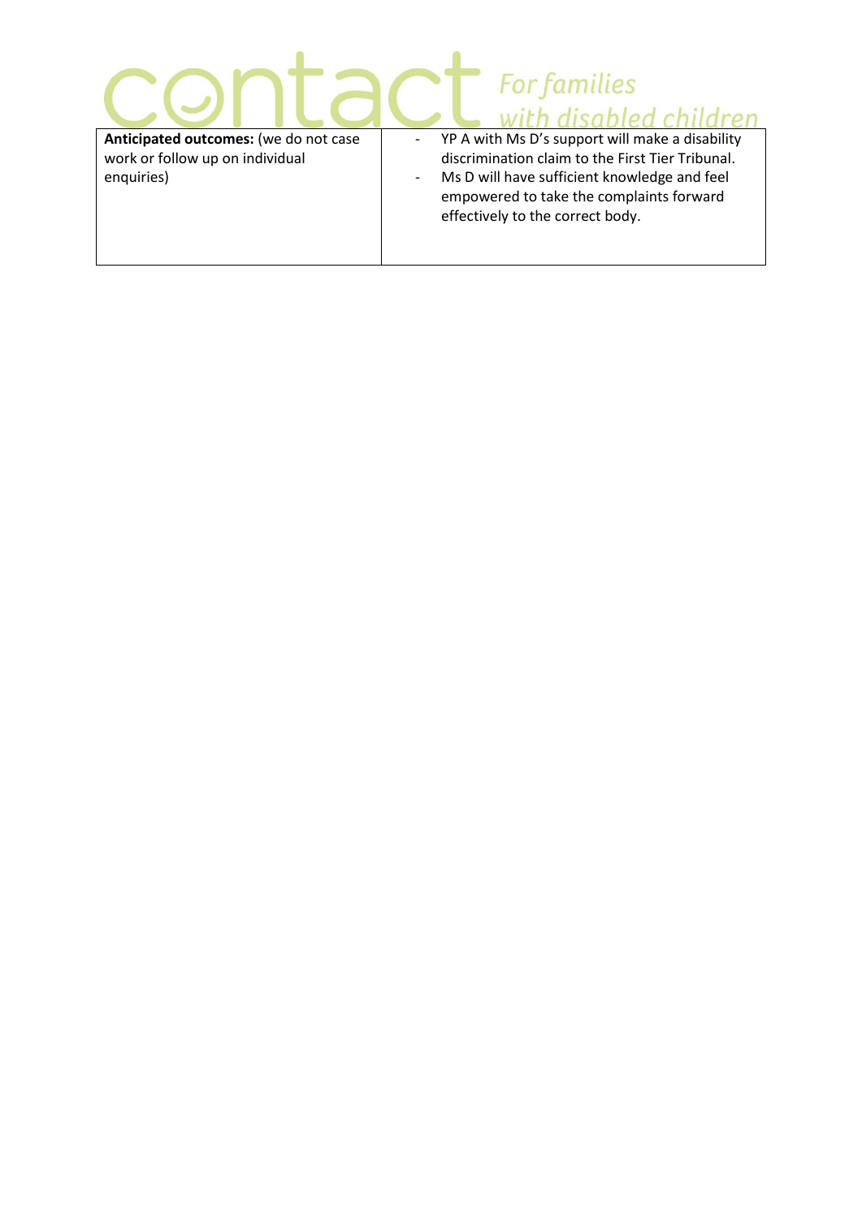| | |
|---|---|
| **Anticipated outcomes:** (we do not case work or follow up on individual enquiries) | - YP A with Ms D's support will make a disability discrimination claim to the First Tier Tribunal.<br>- Ms D will have sufficient knowledge and feel empowered to take the complaints forward effectively to the correct body. |